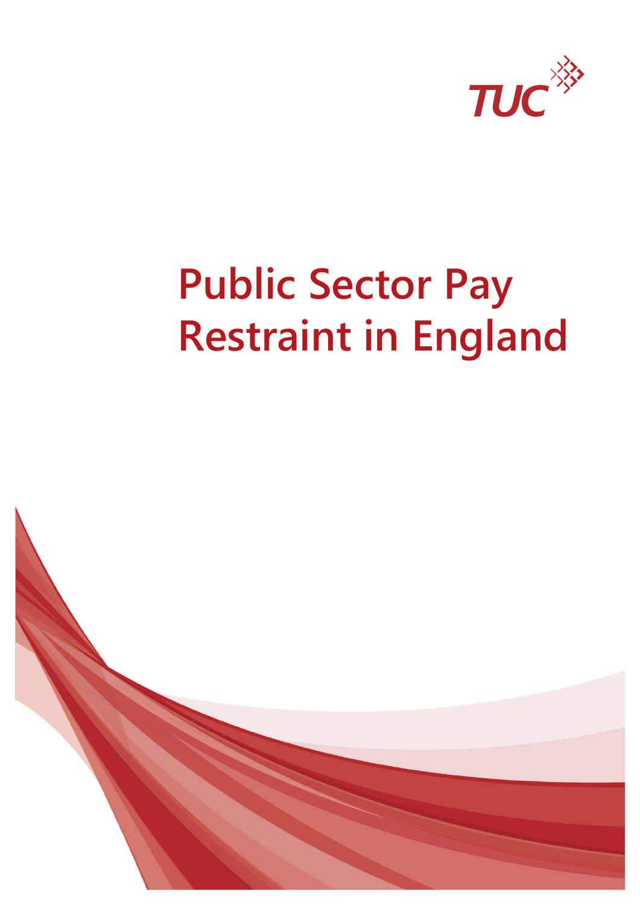TUC

# Public Sector Pay Restraint in England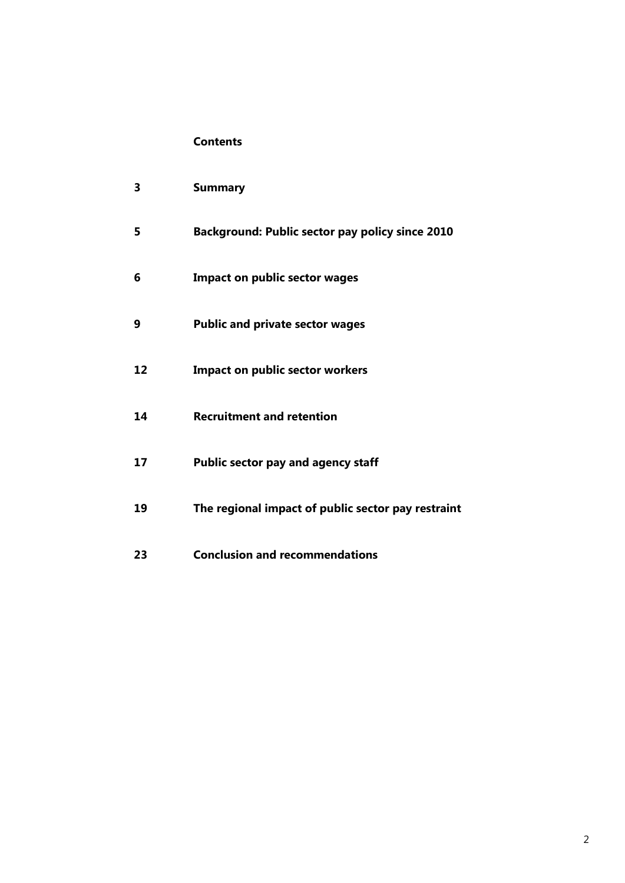## Contents

| | |
|---|---|
| 3 | **Summary** |
| 5 | **Background: Public sector pay policy since 2010** |
| 6 | **Impact on public sector wages** |
| 9 | **Public and private sector wages** |
| 12 | **Impact on public sector workers** |
| 14 | **Recruitment and retention** |
| 17 | **Public sector pay and agency staff** |
| 19 | **The regional impact of public sector pay restraint** |
| 23 | **Conclusion and recommendations** |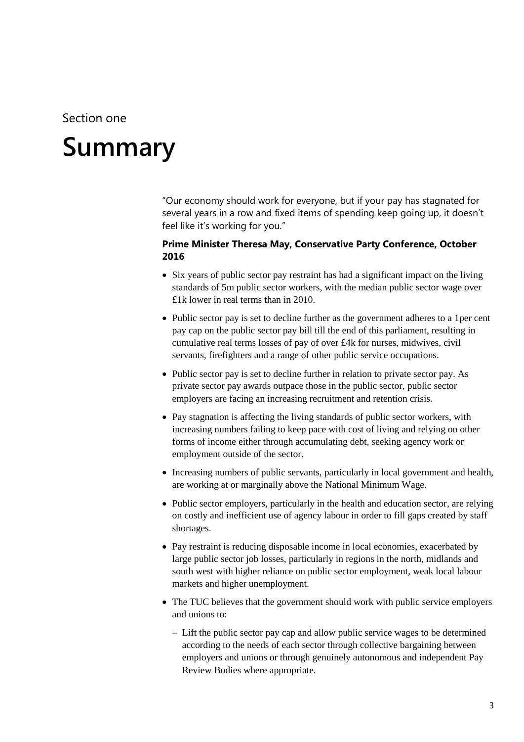Section one

# Summary

"Our economy should work for everyone, but if your pay has stagnated for several years in a row and fixed items of spending keep going up, it doesn't feel like it's working for you."

**Prime Minister Theresa May, Conservative Party Conference, October 2016**

- Six years of public sector pay restraint has had a significant impact on the living standards of 5m public sector workers, with the median public sector wage over £1k lower in real terms than in 2010.
- Public sector pay is set to decline further as the government adheres to a 1per cent pay cap on the public sector pay bill till the end of this parliament, resulting in cumulative real terms losses of pay of over £4k for nurses, midwives, civil servants, firefighters and a range of other public service occupations.
- Public sector pay is set to decline further in relation to private sector pay. As private sector pay awards outpace those in the public sector, public sector employers are facing an increasing recruitment and retention crisis.
- Pay stagnation is affecting the living standards of public sector workers, with increasing numbers failing to keep pace with cost of living and relying on other forms of income either through accumulating debt, seeking agency work or employment outside of the sector.
- Increasing numbers of public servants, particularly in local government and health, are working at or marginally above the National Minimum Wage.
- Public sector employers, particularly in the health and education sector, are relying on costly and inefficient use of agency labour in order to fill gaps created by staff shortages.
- Pay restraint is reducing disposable income in local economies, exacerbated by large public sector job losses, particularly in regions in the north, midlands and south west with higher reliance on public sector employment, weak local labour markets and higher unemployment.
- The TUC believes that the government should work with public service employers and unions to:
  - Lift the public sector pay cap and allow public service wages to be determined according to the needs of each sector through collective bargaining between employers and unions or through genuinely autonomous and independent Pay Review Bodies where appropriate.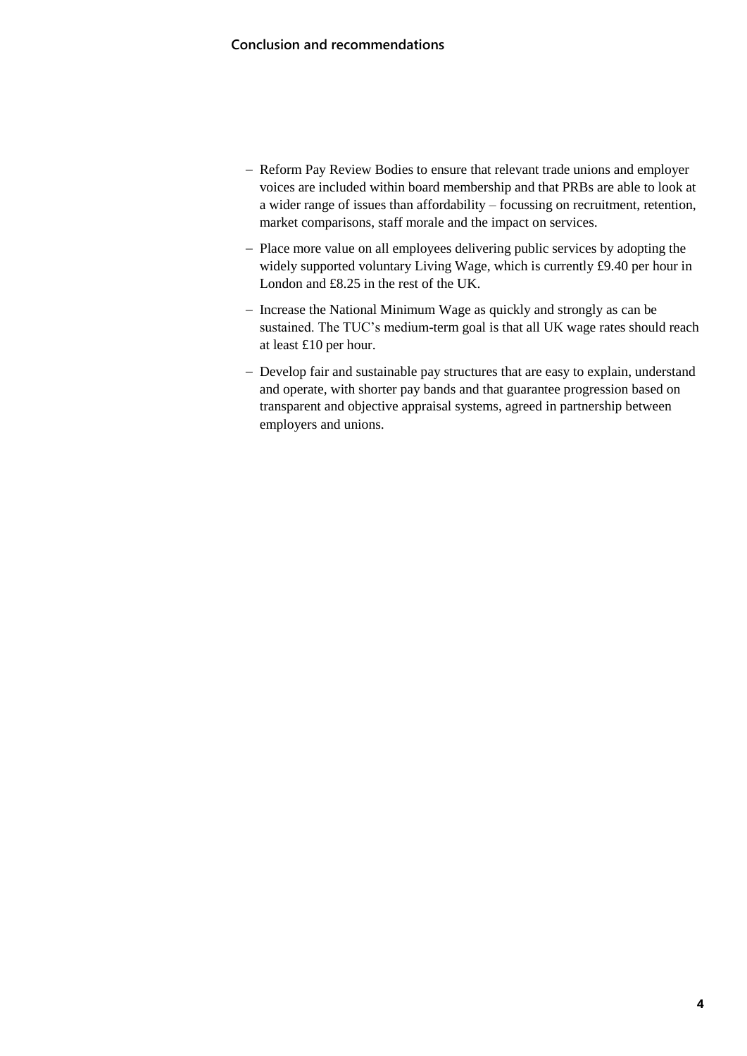- Reform Pay Review Bodies to ensure that relevant trade unions and employer voices are included within board membership and that PRBs are able to look at a wider range of issues than affordability – focussing on recruitment, retention, market comparisons, staff morale and the impact on services.
- Place more value on all employees delivering public services by adopting the widely supported voluntary Living Wage, which is currently £9.40 per hour in London and £8.25 in the rest of the UK.
- Increase the National Minimum Wage as quickly and strongly as can be sustained. The TUC's medium-term goal is that all UK wage rates should reach at least £10 per hour.
- Develop fair and sustainable pay structures that are easy to explain, understand and operate, with shorter pay bands and that guarantee progression based on transparent and objective appraisal systems, agreed in partnership between employers and unions.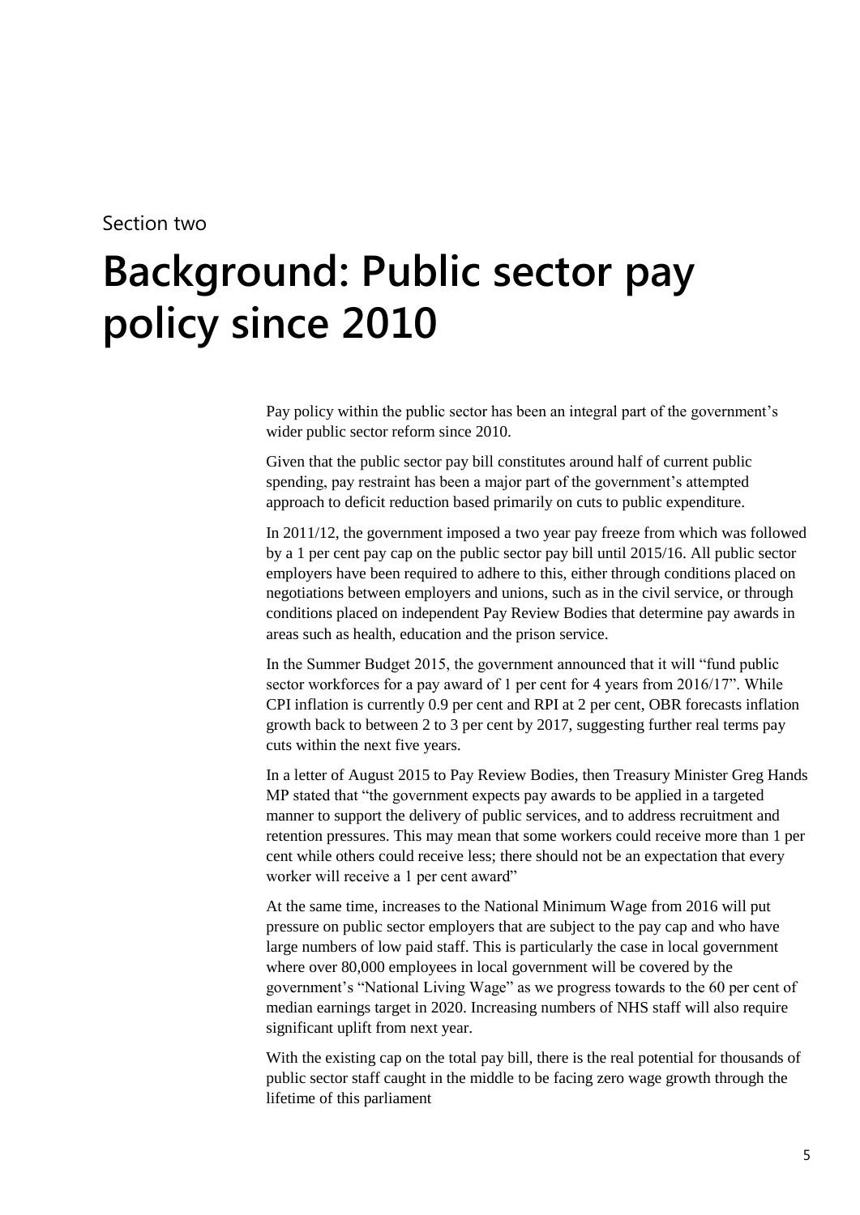Section two

# Background: Public sector pay policy since 2010

Pay policy within the public sector has been an integral part of the government's wider public sector reform since 2010.

Given that the public sector pay bill constitutes around half of current public spending, pay restraint has been a major part of the government's attempted approach to deficit reduction based primarily on cuts to public expenditure.

In 2011/12, the government imposed a two year pay freeze from which was followed by a 1 per cent pay cap on the public sector pay bill until 2015/16. All public sector employers have been required to adhere to this, either through conditions placed on negotiations between employers and unions, such as in the civil service, or through conditions placed on independent Pay Review Bodies that determine pay awards in areas such as health, education and the prison service.

In the Summer Budget 2015, the government announced that it will "fund public sector workforces for a pay award of 1 per cent for 4 years from 2016/17". While CPI inflation is currently 0.9 per cent and RPI at 2 per cent, OBR forecasts inflation growth back to between 2 to 3 per cent by 2017, suggesting further real terms pay cuts within the next five years.

In a letter of August 2015 to Pay Review Bodies, then Treasury Minister Greg Hands MP stated that "the government expects pay awards to be applied in a targeted manner to support the delivery of public services, and to address recruitment and retention pressures. This may mean that some workers could receive more than 1 per cent while others could receive less; there should not be an expectation that every worker will receive a 1 per cent award"

At the same time, increases to the National Minimum Wage from 2016 will put pressure on public sector employers that are subject to the pay cap and who have large numbers of low paid staff. This is particularly the case in local government where over 80,000 employees in local government will be covered by the government's "National Living Wage" as we progress towards to the 60 per cent of median earnings target in 2020. Increasing numbers of NHS staff will also require significant uplift from next year.

With the existing cap on the total pay bill, there is the real potential for thousands of public sector staff caught in the middle to be facing zero wage growth through the lifetime of this parliament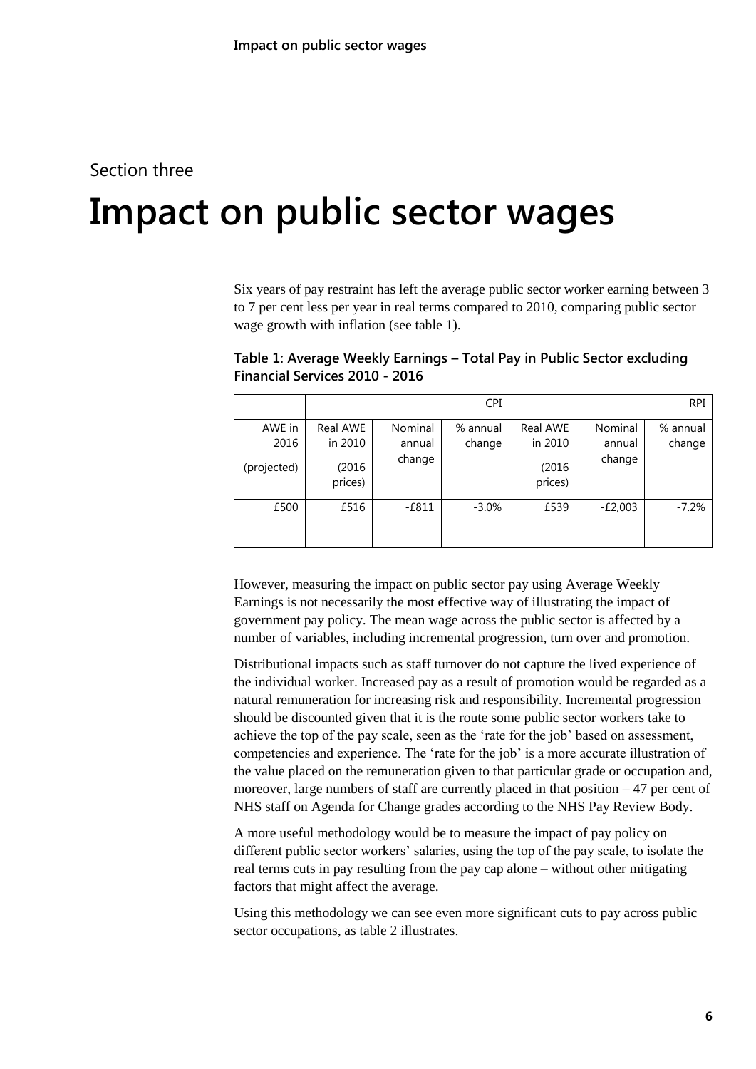Section three

# Impact on public sector wages

Six years of pay restraint has left the average public sector worker earning between 3 to 7 per cent less per year in real terms compared to 2010, comparing public sector wage growth with inflation (see table 1).

**Table 1: Average Weekly Earnings – Total Pay in Public Sector excluding Financial Services 2010 - 2016**

| | CPI | | | RPI | | |
|---|---|---|---|---|---|---|
| AWE in 2016 (projected) | Real AWE in 2010 (2016 prices) | Nominal annual change | % annual change | Real AWE in 2010 (2016 prices) | Nominal annual change | % annual change |
| £500 | £516 | -£811 | -3.0% | £539 | -£2,003 | -7.2% |

However, measuring the impact on public sector pay using Average Weekly Earnings is not necessarily the most effective way of illustrating the impact of government pay policy. The mean wage across the public sector is affected by a number of variables, including incremental progression, turn over and promotion.

Distributional impacts such as staff turnover do not capture the lived experience of the individual worker. Increased pay as a result of promotion would be regarded as a natural remuneration for increasing risk and responsibility. Incremental progression should be discounted given that it is the route some public sector workers take to achieve the top of the pay scale, seen as the 'rate for the job' based on assessment, competencies and experience. The 'rate for the job' is a more accurate illustration of the value placed on the remuneration given to that particular grade or occupation and, moreover, large numbers of staff are currently placed in that position – 47 per cent of NHS staff on Agenda for Change grades according to the NHS Pay Review Body.

A more useful methodology would be to measure the impact of pay policy on different public sector workers' salaries, using the top of the pay scale, to isolate the real terms cuts in pay resulting from the pay cap alone – without other mitigating factors that might affect the average.

Using this methodology we can see even more significant cuts to pay across public sector occupations, as table 2 illustrates.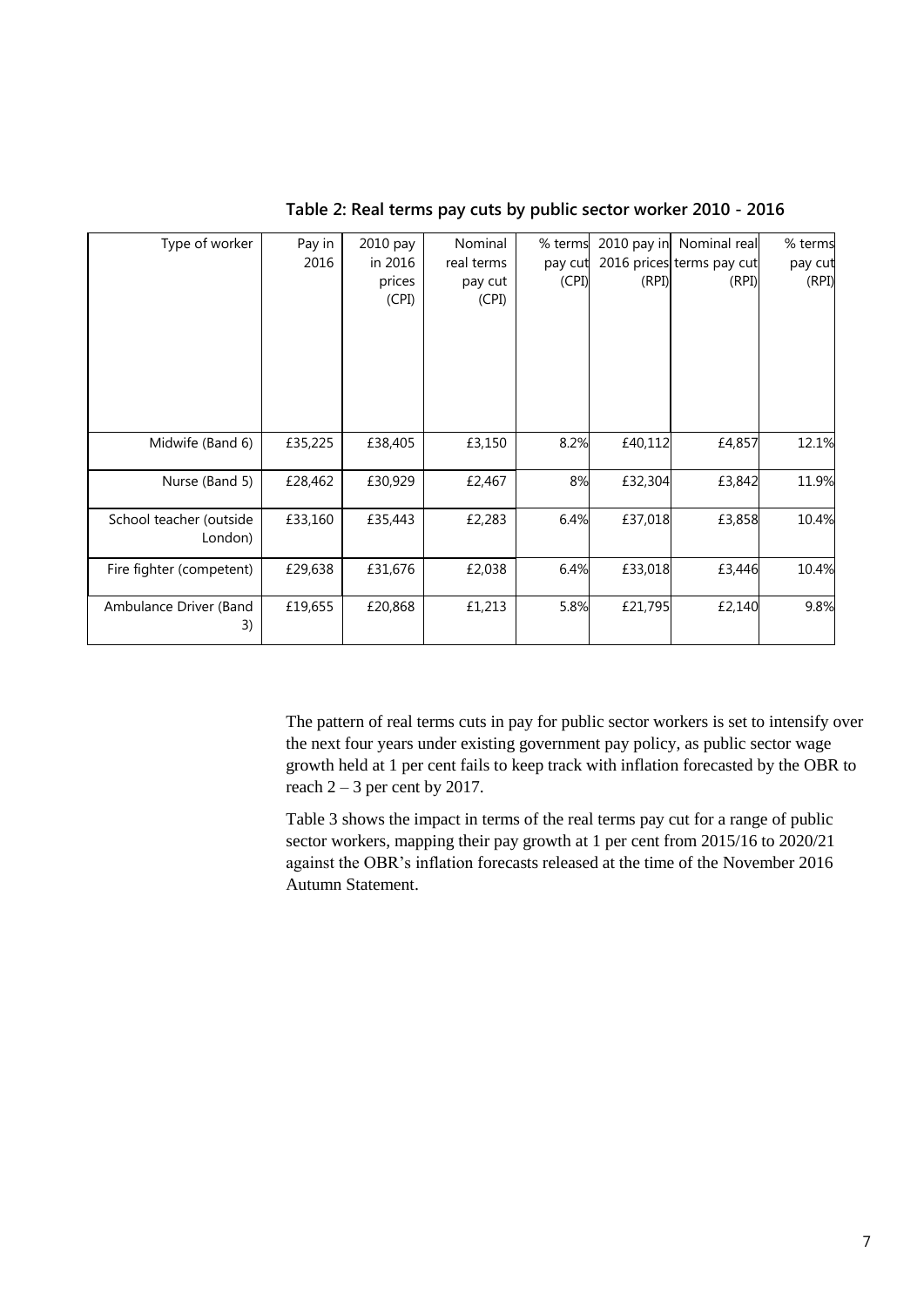**Table 2: Real terms pay cuts by public sector worker 2010 - 2016**

| Type of worker | Pay in 2016 | 2010 pay in 2016 prices (CPI) | Nominal real terms pay cut (CPI) | % terms pay cut (CPI) | 2010 pay in 2016 prices (RPI) | Nominal real terms pay cut (RPI) | % terms pay cut (RPI) |
|---|---|---|---|---|---|---|---|
| Midwife (Band 6) | £35,225 | £38,405 | £3,150 | 8.2% | £40,112 | £4,857 | 12.1% |
| Nurse (Band 5) | £28,462 | £30,929 | £2,467 | 8% | £32,304 | £3,842 | 11.9% |
| School teacher (outside London) | £33,160 | £35,443 | £2,283 | 6.4% | £37,018 | £3,858 | 10.4% |
| Fire fighter (competent) | £29,638 | £31,676 | £2,038 | 6.4% | £33,018 | £3,446 | 10.4% |
| Ambulance Driver (Band 3) | £19,655 | £20,868 | £1,213 | 5.8% | £21,795 | £2,140 | 9.8% |

The pattern of real terms cuts in pay for public sector workers is set to intensify over the next four years under existing government pay policy, as public sector wage growth held at 1 per cent fails to keep track with inflation forecasted by the OBR to reach 2 – 3 per cent by 2017.

Table 3 shows the impact in terms of the real terms pay cut for a range of public sector workers, mapping their pay growth at 1 per cent from 2015/16 to 2020/21 against the OBR's inflation forecasts released at the time of the November 2016 Autumn Statement.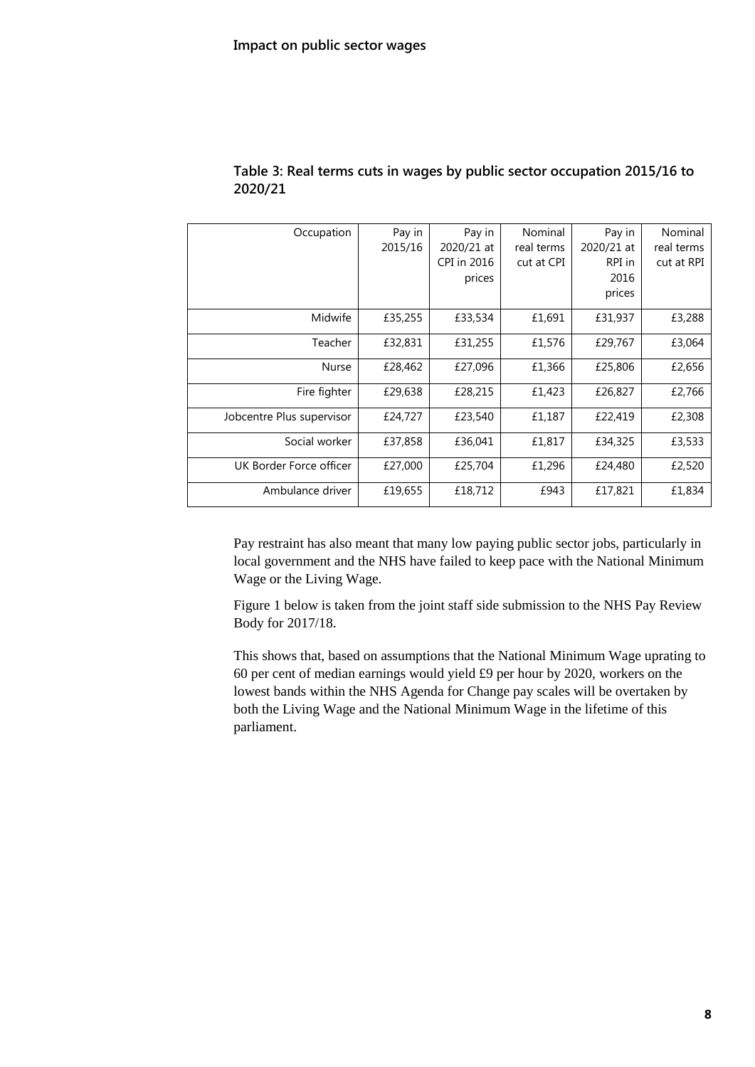**Impact on public sector wages**

**Table 3: Real terms cuts in wages by public sector occupation 2015/16 to 2020/21**

| Occupation | Pay in 2015/16 | Pay in 2020/21 at CPI in 2016 prices | Nominal real terms cut at CPI | Pay in 2020/21 at RPI in 2016 prices | Nominal real terms cut at RPI |
|---|---|---|---|---|---|
| Midwife | £35,255 | £33,534 | £1,691 | £31,937 | £3,288 |
| Teacher | £32,831 | £31,255 | £1,576 | £29,767 | £3,064 |
| Nurse | £28,462 | £27,096 | £1,366 | £25,806 | £2,656 |
| Fire fighter | £29,638 | £28,215 | £1,423 | £26,827 | £2,766 |
| Jobcentre Plus supervisor | £24,727 | £23,540 | £1,187 | £22,419 | £2,308 |
| Social worker | £37,858 | £36,041 | £1,817 | £34,325 | £3,533 |
| UK Border Force officer | £27,000 | £25,704 | £1,296 | £24,480 | £2,520 |
| Ambulance driver | £19,655 | £18,712 | £943 | £17,821 | £1,834 |

Pay restraint has also meant that many low paying public sector jobs, particularly in local government and the NHS have failed to keep pace with the National Minimum Wage or the Living Wage.

Figure 1 below is taken from the joint staff side submission to the NHS Pay Review Body for 2017/18.

This shows that, based on assumptions that the National Minimum Wage uprating to 60 per cent of median earnings would yield £9 per hour by 2020, workers on the lowest bands within the NHS Agenda for Change pay scales will be overtaken by both the Living Wage and the National Minimum Wage in the lifetime of this parliament.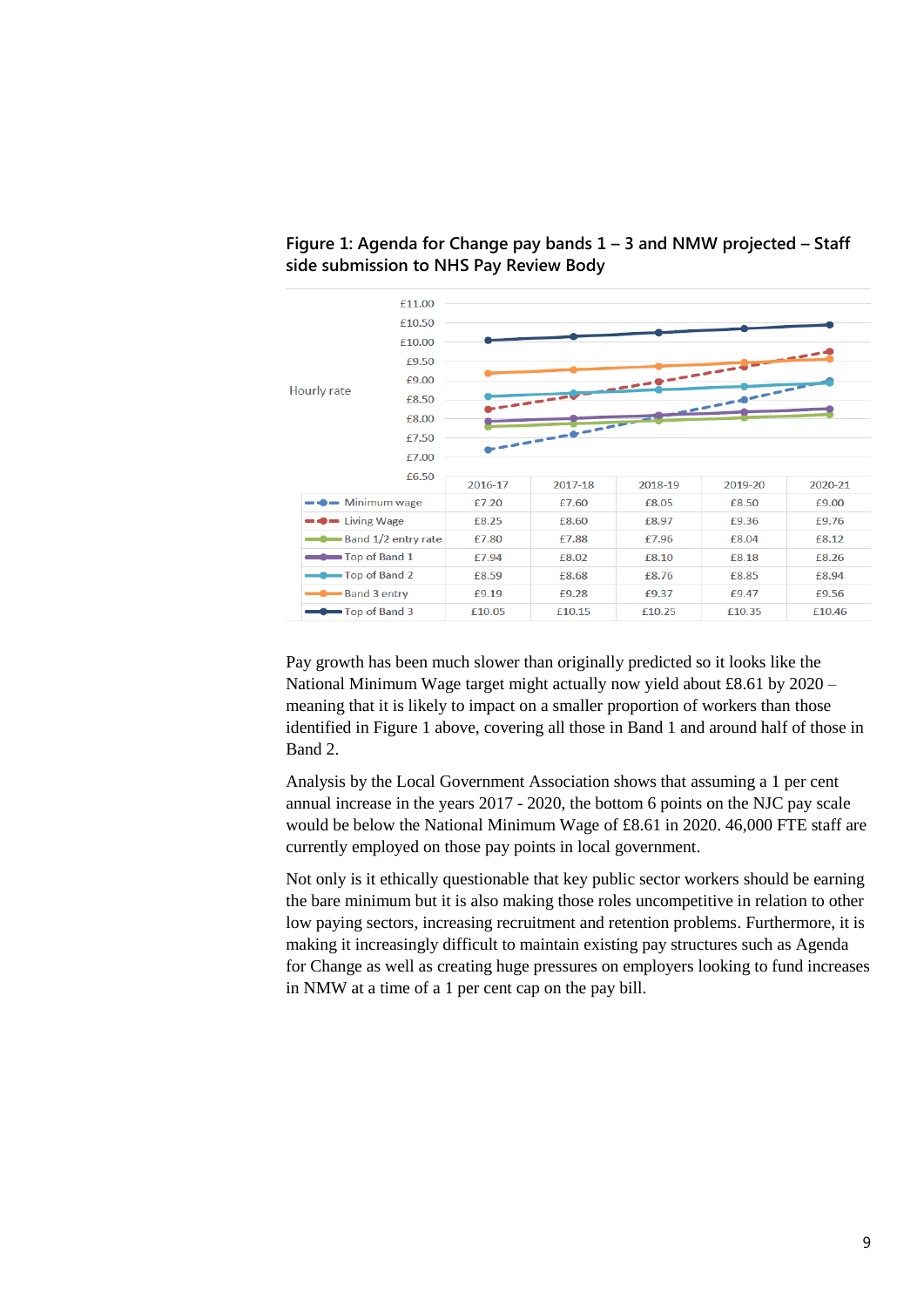**Figure 1: Agenda for Change pay bands 1 – 3 and NMW projected – Staff side submission to NHS Pay Review Body**

| | 2016-17 | 2017-18 | 2018-19 | 2019-20 | 2020-21 |
|---|---|---|---|---|---|
| Minimum wage | £7.20 | £7.60 | £8.05 | £8.50 | £9.00 |
| Living Wage | £8.25 | £8.60 | £8.97 | £9.36 | £9.76 |
| Band 1/2 entry rate | £7.80 | £7.88 | £7.96 | £8.04 | £8.12 |
| Top of Band 1 | £7.94 | £8.02 | £8.10 | £8.18 | £8.26 |
| Top of Band 2 | £8.59 | £8.68 | £8.76 | £8.85 | £8.94 |
| Band 3 entry | £9.19 | £9.28 | £9.37 | £9.47 | £9.56 |
| Top of Band 3 | £10.05 | £10.15 | £10.25 | £10.35 | £10.46 |

Pay growth has been much slower than originally predicted so it looks like the National Minimum Wage target might actually now yield about £8.61 by 2020 – meaning that it is likely to impact on a smaller proportion of workers than those identified in Figure 1 above, covering all those in Band 1 and around half of those in Band 2.

Analysis by the Local Government Association shows that assuming a 1 per cent annual increase in the years 2017 - 2020, the bottom 6 points on the NJC pay scale would be below the National Minimum Wage of £8.61 in 2020. 46,000 FTE staff are currently employed on those pay points in local government.

Not only is it ethically questionable that key public sector workers should be earning the bare minimum but it is also making those roles uncompetitive in relation to other low paying sectors, increasing recruitment and retention problems. Furthermore, it is making it increasingly difficult to maintain existing pay structures such as Agenda for Change as well as creating huge pressures on employers looking to fund increases in NMW at a time of a 1 per cent cap on the pay bill.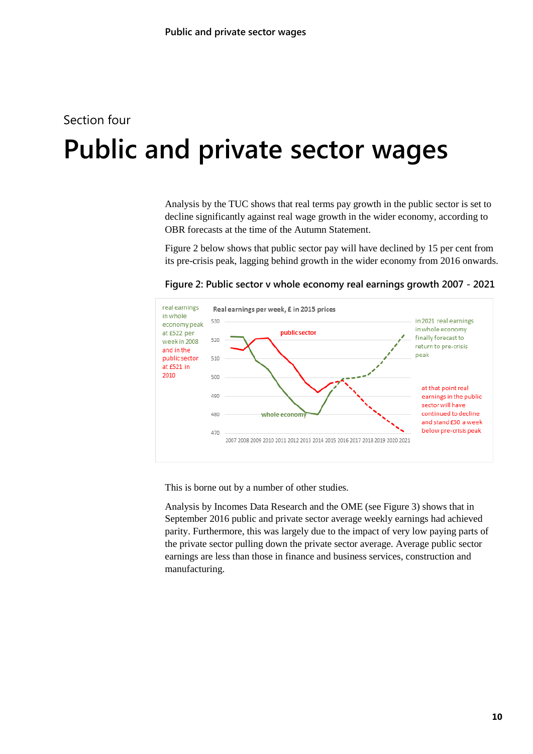Section four

# Public and private sector wages

Analysis by the TUC shows that real terms pay growth in the public sector is set to decline significantly against real wage growth in the wider economy, according to OBR forecasts at the time of the Autumn Statement.

Figure 2 below shows that public sector pay will have declined by 15 per cent from its pre-crisis peak, lagging behind growth in the wider economy from 2016 onwards.

**Figure 2: Public sector v whole economy real earnings growth 2007 - 2021**

real earnings in whole economy peak at £522 per week in 2008 and in the public sector at £521 in 2010

Real earnings per week, £ in 2015 prices

in 2021 real earnings in whole economy finally forecast to return to pre-crisis peak

at that point real earnings in the public sector will have continued to decline and stand £50 a week below pre-crisis peak

This is borne out by a number of other studies.

Analysis by Incomes Data Research and the OME (see Figure 3) shows that in September 2016 public and private sector average weekly earnings had achieved parity. Furthermore, this was largely due to the impact of very low paying parts of the private sector pulling down the private sector average. Average public sector earnings are less than those in finance and business services, construction and manufacturing.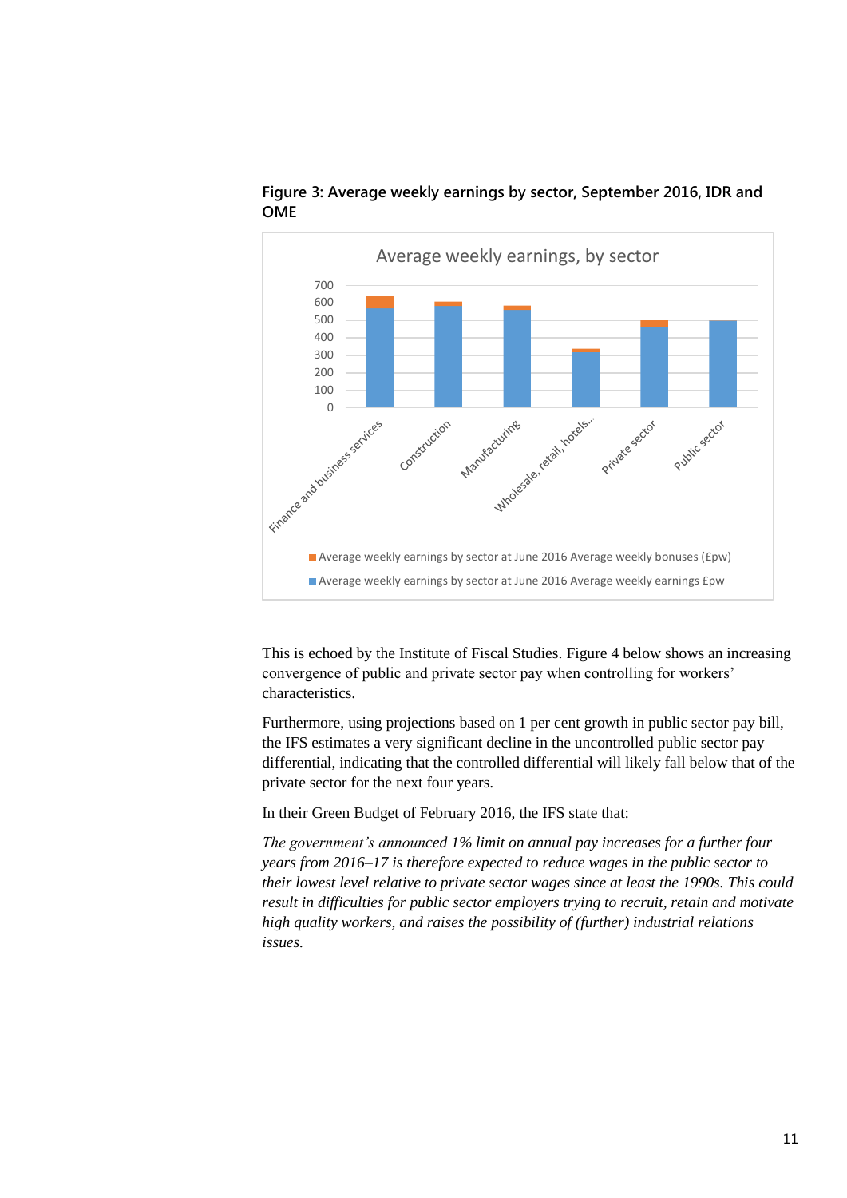**Figure 3: Average weekly earnings by sector, September 2016, IDR and OME**

This is echoed by the Institute of Fiscal Studies. Figure 4 below shows an increasing convergence of public and private sector pay when controlling for workers' characteristics.

Furthermore, using projections based on 1 per cent growth in public sector pay bill, the IFS estimates a very significant decline in the uncontrolled public sector pay differential, indicating that the controlled differential will likely fall below that of the private sector for the next four years.

In their Green Budget of February 2016, the IFS state that:

*The government's announced 1% limit on annual pay increases for a further four years from 2016–17 is therefore expected to reduce wages in the public sector to their lowest level relative to private sector wages since at least the 1990s. This could result in difficulties for public sector employers trying to recruit, retain and motivate high quality workers, and raises the possibility of (further) industrial relations issues.*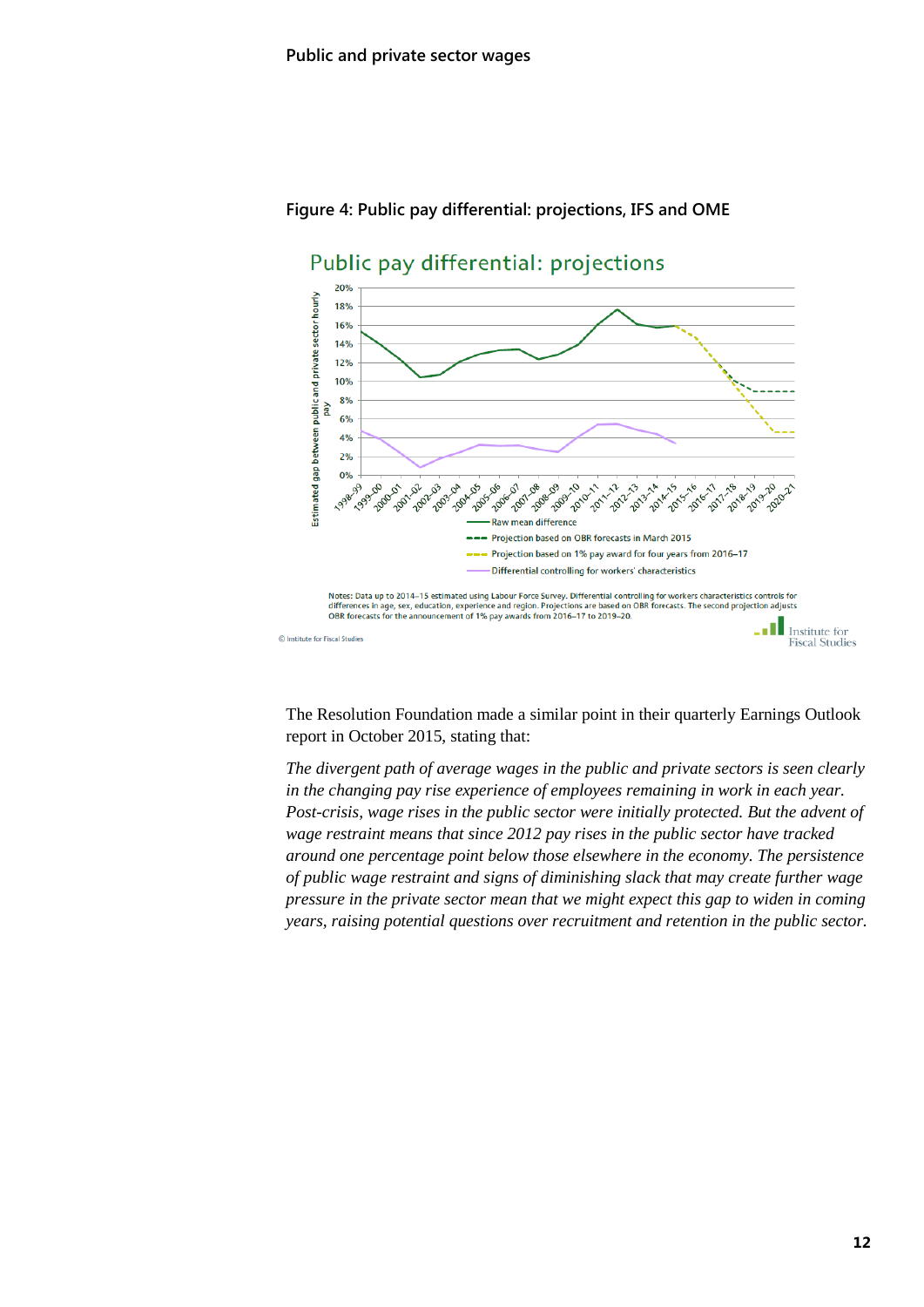Figure 4: Public pay differential: projections, IFS and OME

Notes: Data up to 2014–15 estimated using Labour Force Survey. Differential controlling for workers characteristics controls for differences in age, sex, education, experience and region. Projections are based on OBR forecasts. The second projection adjusts OBR forecasts for the announcement of 1% pay awards from 2016–17 to 2019–20.

© Institute for Fiscal Studies

The Resolution Foundation made a similar point in their quarterly Earnings Outlook report in October 2015, stating that:

*The divergent path of average wages in the public and private sectors is seen clearly in the changing pay rise experience of employees remaining in work in each year. Post-crisis, wage rises in the public sector were initially protected. But the advent of wage restraint means that since 2012 pay rises in the public sector have tracked around one percentage point below those elsewhere in the economy. The persistence of public wage restraint and signs of diminishing slack that may create further wage pressure in the private sector mean that we might expect this gap to widen in coming years, raising potential questions over recruitment and retention in the public sector.*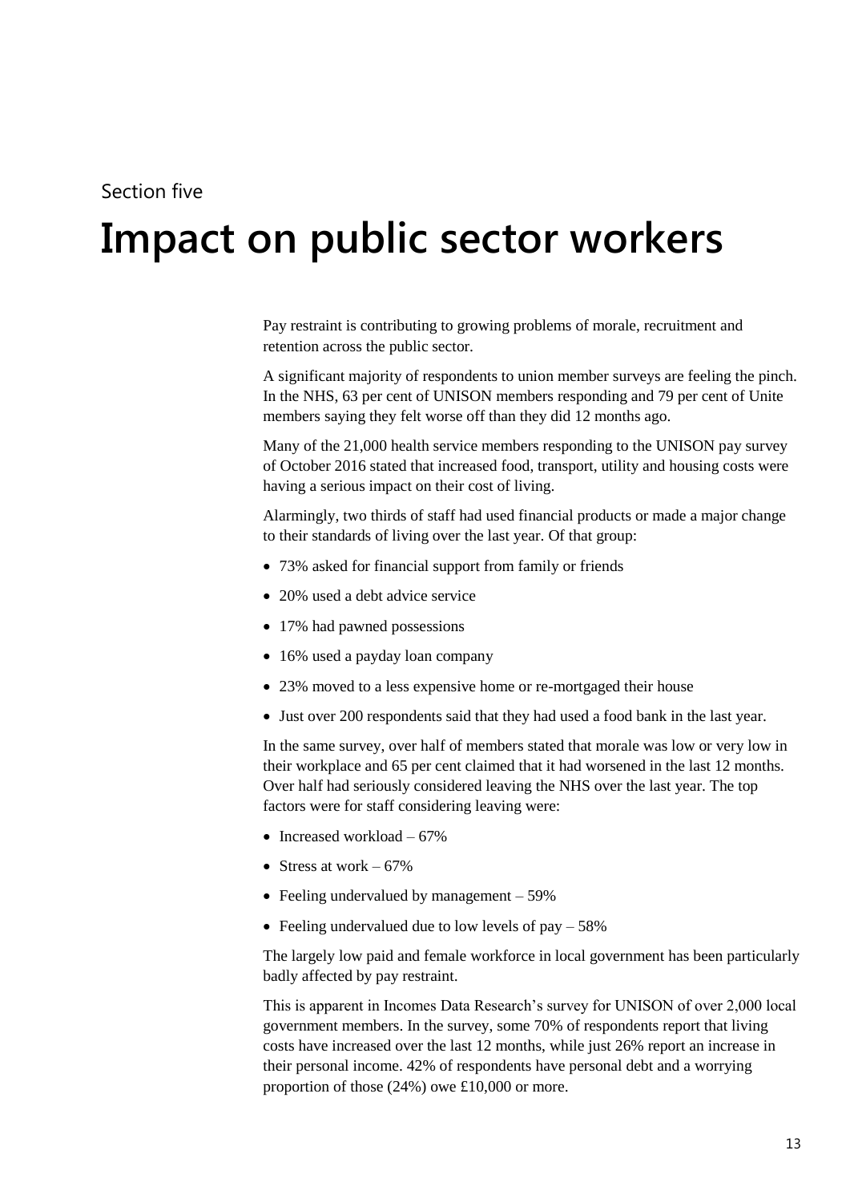Section five

# Impact on public sector workers

Pay restraint is contributing to growing problems of morale, recruitment and retention across the public sector.

A significant majority of respondents to union member surveys are feeling the pinch. In the NHS, 63 per cent of UNISON members responding and 79 per cent of Unite members saying they felt worse off than they did 12 months ago.

Many of the 21,000 health service members responding to the UNISON pay survey of October 2016 stated that increased food, transport, utility and housing costs were having a serious impact on their cost of living.

Alarmingly, two thirds of staff had used financial products or made a major change to their standards of living over the last year. Of that group:

- 73% asked for financial support from family or friends
- 20% used a debt advice service
- 17% had pawned possessions
- 16% used a payday loan company
- 23% moved to a less expensive home or re-mortgaged their house
- Just over 200 respondents said that they had used a food bank in the last year.

In the same survey, over half of members stated that morale was low or very low in their workplace and 65 per cent claimed that it had worsened in the last 12 months. Over half had seriously considered leaving the NHS over the last year. The top factors were for staff considering leaving were:

- Increased workload – 67%
- Stress at work – 67%
- Feeling undervalued by management – 59%
- Feeling undervalued due to low levels of pay – 58%

The largely low paid and female workforce in local government has been particularly badly affected by pay restraint.

This is apparent in Incomes Data Research's survey for UNISON of over 2,000 local government members. In the survey, some 70% of respondents report that living costs have increased over the last 12 months, while just 26% report an increase in their personal income. 42% of respondents have personal debt and a worrying proportion of those (24%) owe £10,000 or more.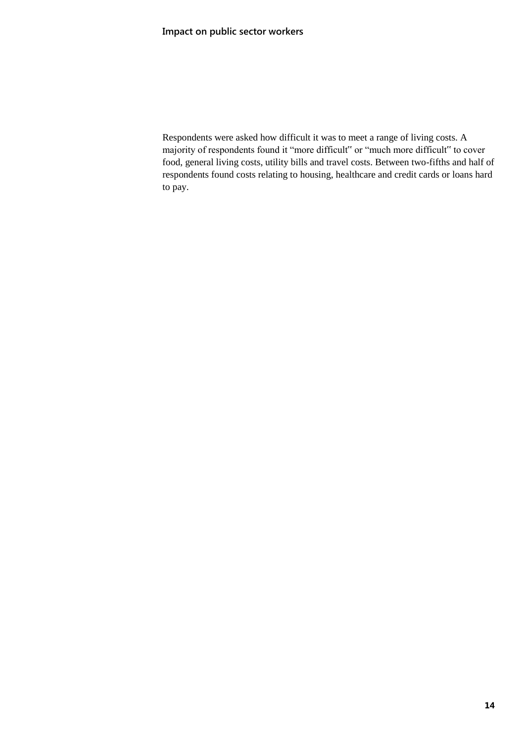Respondents were asked how difficult it was to meet a range of living costs. A majority of respondents found it "more difficult" or "much more difficult" to cover food, general living costs, utility bills and travel costs. Between two-fifths and half of respondents found costs relating to housing, healthcare and credit cards or loans hard to pay.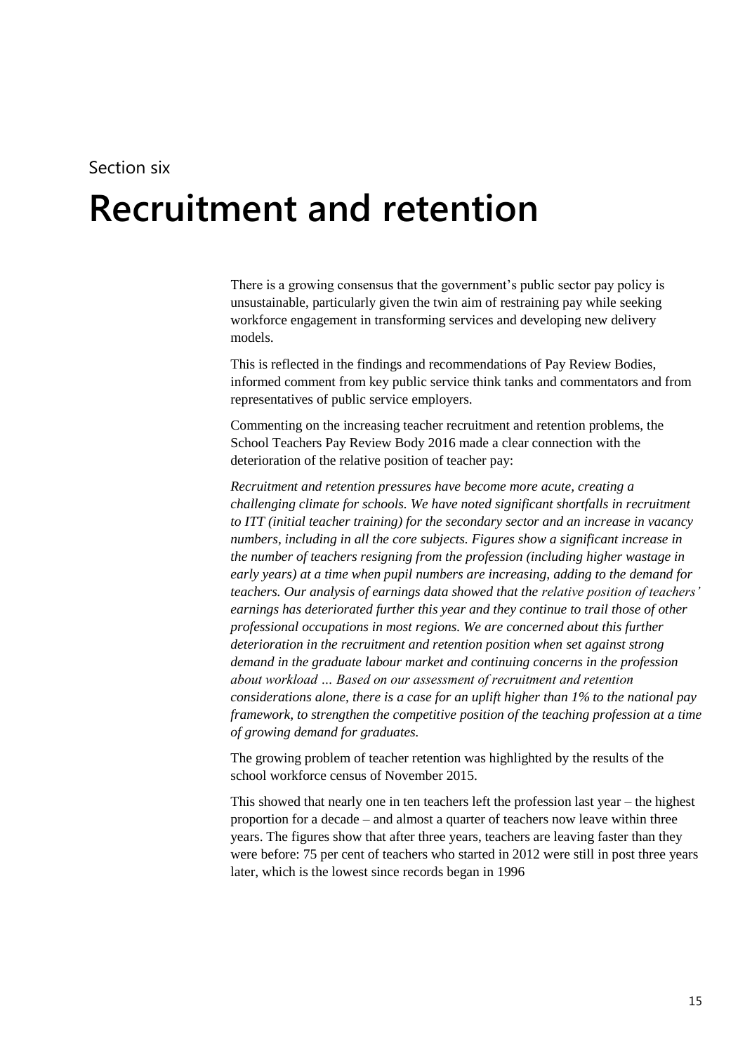Section six

# Recruitment and retention

There is a growing consensus that the government's public sector pay policy is unsustainable, particularly given the twin aim of restraining pay while seeking workforce engagement in transforming services and developing new delivery models.

This is reflected in the findings and recommendations of Pay Review Bodies, informed comment from key public service think tanks and commentators and from representatives of public service employers.

Commenting on the increasing teacher recruitment and retention problems, the School Teachers Pay Review Body 2016 made a clear connection with the deterioration of the relative position of teacher pay:

*Recruitment and retention pressures have become more acute, creating a challenging climate for schools. We have noted significant shortfalls in recruitment to ITT (initial teacher training) for the secondary sector and an increase in vacancy numbers, including in all the core subjects. Figures show a significant increase in the number of teachers resigning from the profession (including higher wastage in early years) at a time when pupil numbers are increasing, adding to the demand for teachers. Our analysis of earnings data showed that the relative position of teachers' earnings has deteriorated further this year and they continue to trail those of other professional occupations in most regions. We are concerned about this further deterioration in the recruitment and retention position when set against strong demand in the graduate labour market and continuing concerns in the profession about workload … Based on our assessment of recruitment and retention considerations alone, there is a case for an uplift higher than 1% to the national pay framework, to strengthen the competitive position of the teaching profession at a time of growing demand for graduates.*

The growing problem of teacher retention was highlighted by the results of the school workforce census of November 2015.

This showed that nearly one in ten teachers left the profession last year – the highest proportion for a decade – and almost a quarter of teachers now leave within three years. The figures show that after three years, teachers are leaving faster than they were before: 75 per cent of teachers who started in 2012 were still in post three years later, which is the lowest since records began in 1996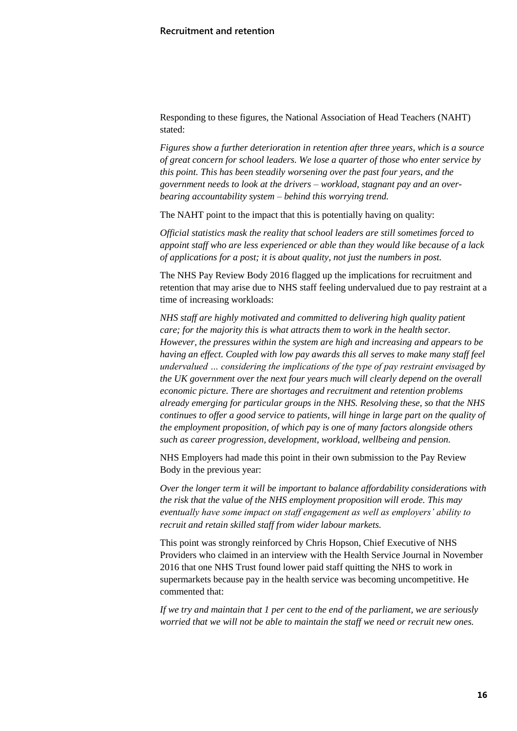Responding to these figures, the National Association of Head Teachers (NAHT) stated:

*Figures show a further deterioration in retention after three years, which is a source of great concern for school leaders. We lose a quarter of those who enter service by this point. This has been steadily worsening over the past four years, and the government needs to look at the drivers – workload, stagnant pay and an over-bearing accountability system – behind this worrying trend.*

The NAHT point to the impact that this is potentially having on quality:

*Official statistics mask the reality that school leaders are still sometimes forced to appoint staff who are less experienced or able than they would like because of a lack of applications for a post; it is about quality, not just the numbers in post.*

The NHS Pay Review Body 2016 flagged up the implications for recruitment and retention that may arise due to NHS staff feeling undervalued due to pay restraint at a time of increasing workloads:

*NHS staff are highly motivated and committed to delivering high quality patient care; for the majority this is what attracts them to work in the health sector. However, the pressures within the system are high and increasing and appears to be having an effect. Coupled with low pay awards this all serves to make many staff feel undervalued … considering the implications of the type of pay restraint envisaged by the UK government over the next four years much will clearly depend on the overall economic picture. There are shortages and recruitment and retention problems already emerging for particular groups in the NHS. Resolving these, so that the NHS continues to offer a good service to patients, will hinge in large part on the quality of the employment proposition, of which pay is one of many factors alongside others such as career progression, development, workload, wellbeing and pension.*

NHS Employers had made this point in their own submission to the Pay Review Body in the previous year:

*Over the longer term it will be important to balance affordability considerations with the risk that the value of the NHS employment proposition will erode. This may eventually have some impact on staff engagement as well as employers' ability to recruit and retain skilled staff from wider labour markets.*

This point was strongly reinforced by Chris Hopson, Chief Executive of NHS Providers who claimed in an interview with the Health Service Journal in November 2016 that one NHS Trust found lower paid staff quitting the NHS to work in supermarkets because pay in the health service was becoming uncompetitive. He commented that:

*If we try and maintain that 1 per cent to the end of the parliament, we are seriously worried that we will not be able to maintain the staff we need or recruit new ones.*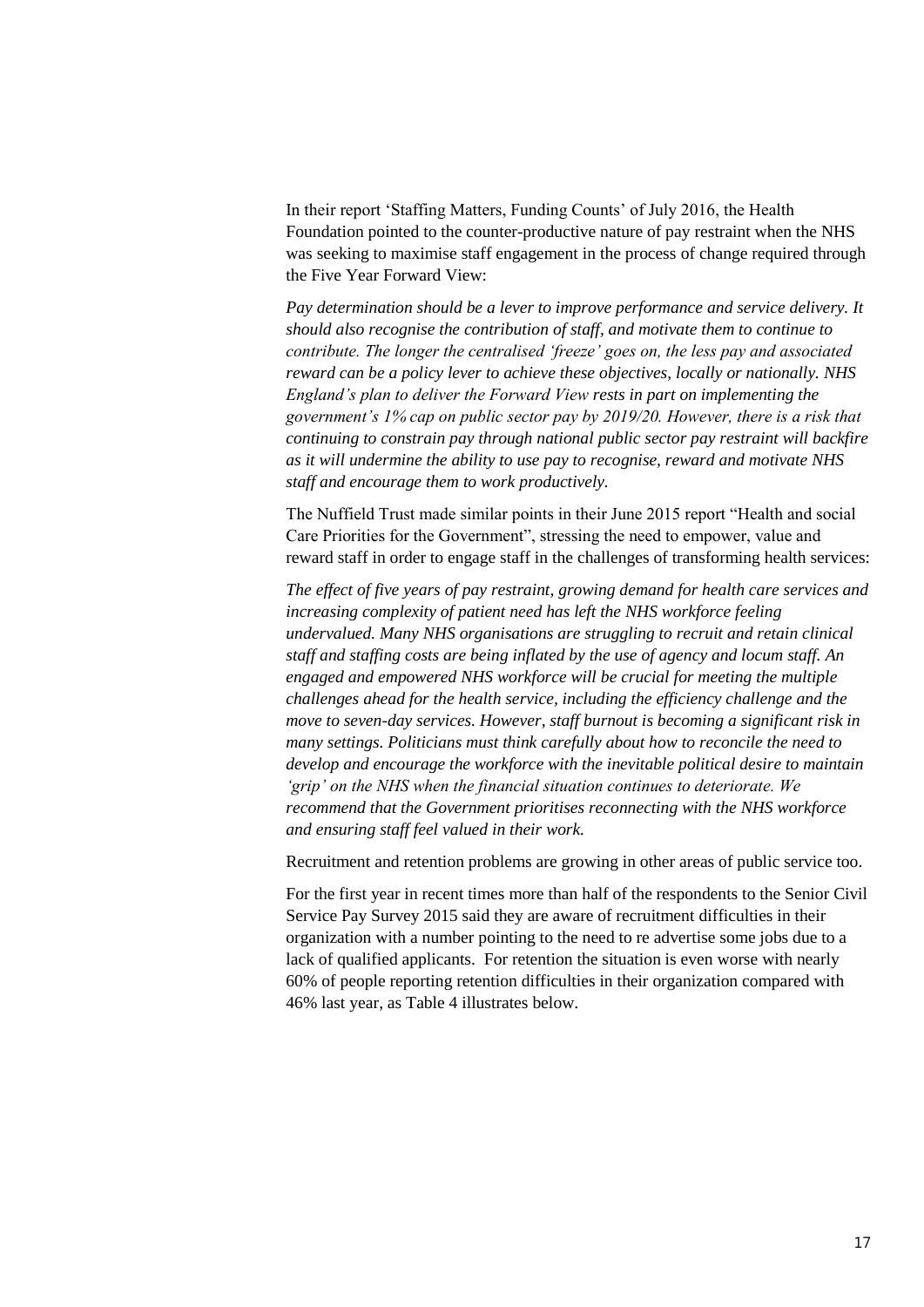In their report 'Staffing Matters, Funding Counts' of July 2016, the Health Foundation pointed to the counter-productive nature of pay restraint when the NHS was seeking to maximise staff engagement in the process of change required through the Five Year Forward View:

*Pay determination should be a lever to improve performance and service delivery. It should also recognise the contribution of staff, and motivate them to continue to contribute. The longer the centralised 'freeze' goes on, the less pay and associated reward can be a policy lever to achieve these objectives, locally or nationally. NHS England's plan to deliver the Forward View rests in part on implementing the government's 1% cap on public sector pay by 2019/20. However, there is a risk that continuing to constrain pay through national public sector pay restraint will backfire as it will undermine the ability to use pay to recognise, reward and motivate NHS staff and encourage them to work productively.*

The Nuffield Trust made similar points in their June 2015 report "Health and social Care Priorities for the Government", stressing the need to empower, value and reward staff in order to engage staff in the challenges of transforming health services:

*The effect of five years of pay restraint, growing demand for health care services and increasing complexity of patient need has left the NHS workforce feeling undervalued. Many NHS organisations are struggling to recruit and retain clinical staff and staffing costs are being inflated by the use of agency and locum staff. An engaged and empowered NHS workforce will be crucial for meeting the multiple challenges ahead for the health service, including the efficiency challenge and the move to seven-day services. However, staff burnout is becoming a significant risk in many settings. Politicians must think carefully about how to reconcile the need to develop and encourage the workforce with the inevitable political desire to maintain 'grip' on the NHS when the financial situation continues to deteriorate. We recommend that the Government prioritises reconnecting with the NHS workforce and ensuring staff feel valued in their work.*

Recruitment and retention problems are growing in other areas of public service too.

For the first year in recent times more than half of the respondents to the Senior Civil Service Pay Survey 2015 said they are aware of recruitment difficulties in their organization with a number pointing to the need to re advertise some jobs due to a lack of qualified applicants. For retention the situation is even worse with nearly 60% of people reporting retention difficulties in their organization compared with 46% last year, as Table 4 illustrates below.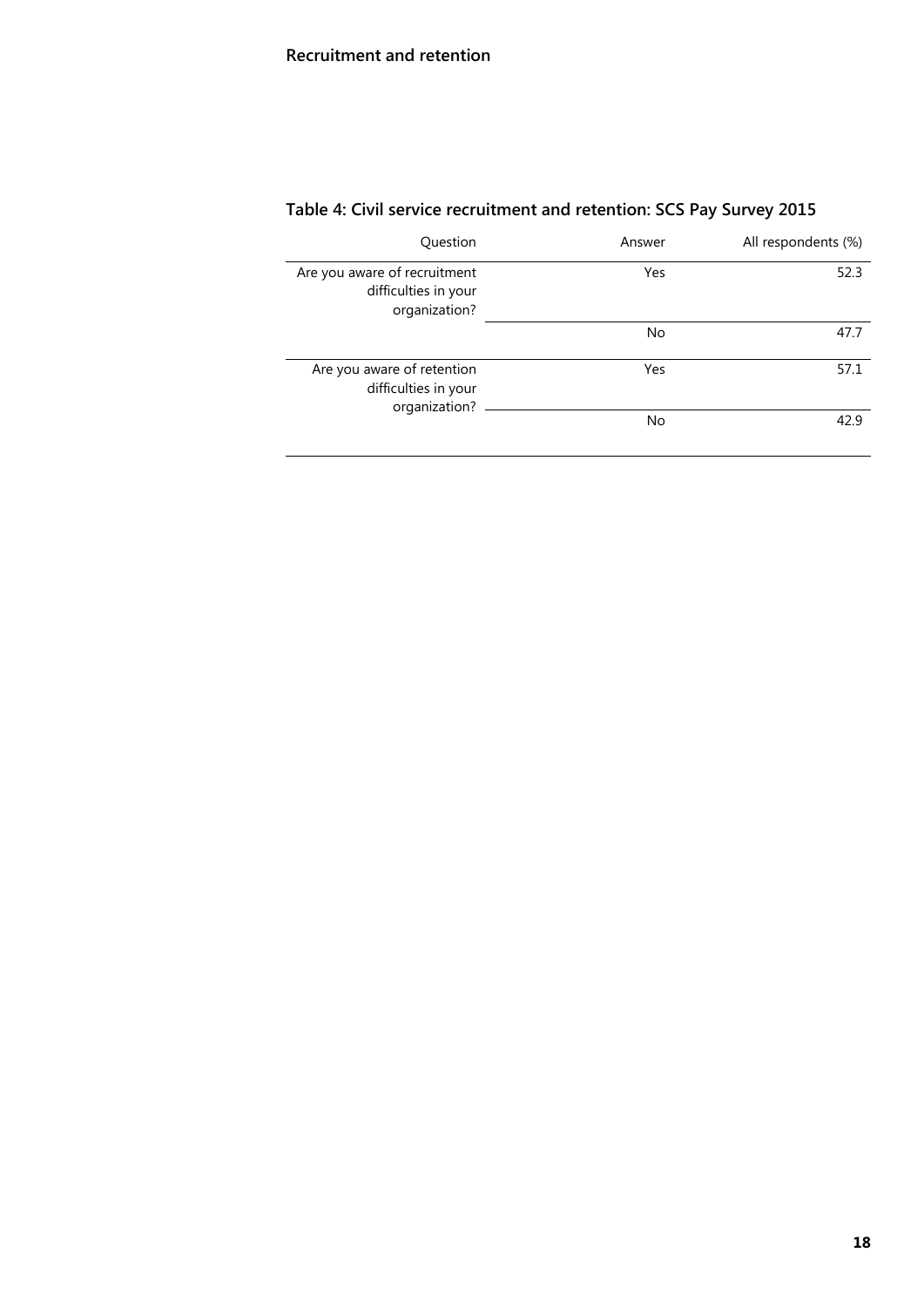## Recruitment and retention

### Table 4: Civil service recruitment and retention: SCS Pay Survey 2015

| Question | Answer | All respondents (%) |
|---|---|---|
| Are you aware of recruitment difficulties in your organization? | Yes | 52.3 |
| | No | 47.7 |
| Are you aware of retention difficulties in your organization? | Yes | 57.1 |
| | No | 42.9 |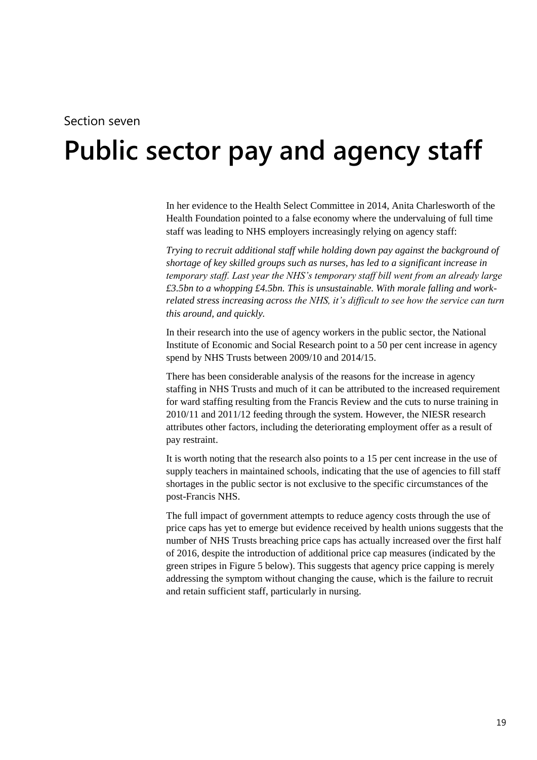Section seven

# Public sector pay and agency staff

In her evidence to the Health Select Committee in 2014, Anita Charlesworth of the Health Foundation pointed to a false economy where the undervaluing of full time staff was leading to NHS employers increasingly relying on agency staff:

*Trying to recruit additional staff while holding down pay against the background of shortage of key skilled groups such as nurses, has led to a significant increase in temporary staff. Last year the NHS's temporary staff bill went from an already large £3.5bn to a whopping £4.5bn. This is unsustainable. With morale falling and work-related stress increasing across the NHS, it's difficult to see how the service can turn this around, and quickly.*

In their research into the use of agency workers in the public sector, the National Institute of Economic and Social Research point to a 50 per cent increase in agency spend by NHS Trusts between 2009/10 and 2014/15.

There has been considerable analysis of the reasons for the increase in agency staffing in NHS Trusts and much of it can be attributed to the increased requirement for ward staffing resulting from the Francis Review and the cuts to nurse training in 2010/11 and 2011/12 feeding through the system. However, the NIESR research attributes other factors, including the deteriorating employment offer as a result of pay restraint.

It is worth noting that the research also points to a 15 per cent increase in the use of supply teachers in maintained schools, indicating that the use of agencies to fill staff shortages in the public sector is not exclusive to the specific circumstances of the post-Francis NHS.

The full impact of government attempts to reduce agency costs through the use of price caps has yet to emerge but evidence received by health unions suggests that the number of NHS Trusts breaching price caps has actually increased over the first half of 2016, despite the introduction of additional price cap measures (indicated by the green stripes in Figure 5 below). This suggests that agency price capping is merely addressing the symptom without changing the cause, which is the failure to recruit and retain sufficient staff, particularly in nursing.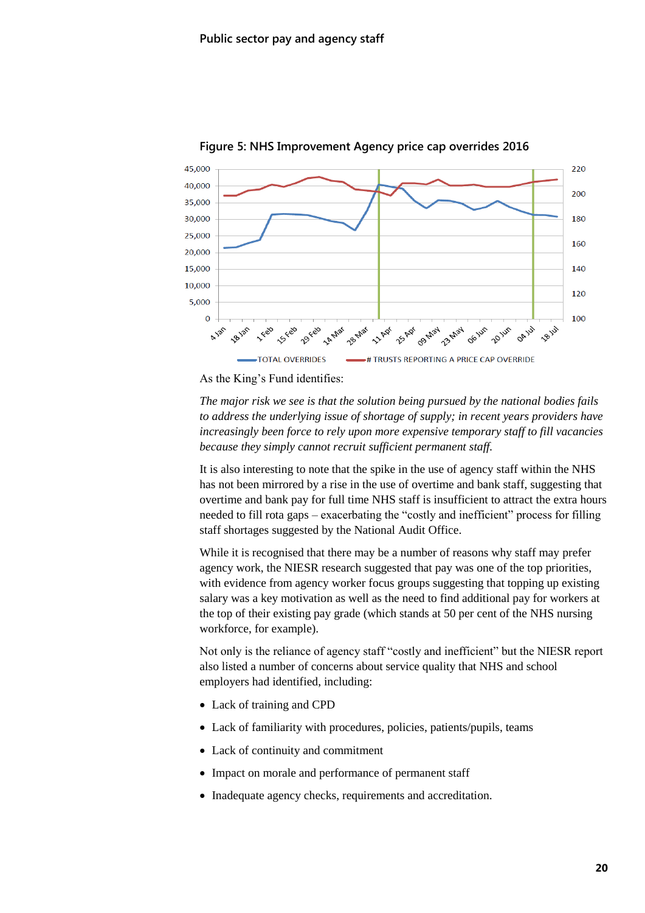Figure 5: NHS Improvement Agency price cap overrides 2016

As the King's Fund identifies:

*The major risk we see is that the solution being pursued by the national bodies fails to address the underlying issue of shortage of supply; in recent years providers have increasingly been force to rely upon more expensive temporary staff to fill vacancies because they simply cannot recruit sufficient permanent staff.*

It is also interesting to note that the spike in the use of agency staff within the NHS has not been mirrored by a rise in the use of overtime and bank staff, suggesting that overtime and bank pay for full time NHS staff is insufficient to attract the extra hours needed to fill rota gaps – exacerbating the "costly and inefficient" process for filling staff shortages suggested by the National Audit Office.

While it is recognised that there may be a number of reasons why staff may prefer agency work, the NIESR research suggested that pay was one of the top priorities, with evidence from agency worker focus groups suggesting that topping up existing salary was a key motivation as well as the need to find additional pay for workers at the top of their existing pay grade (which stands at 50 per cent of the NHS nursing workforce, for example).

Not only is the reliance of agency staff "costly and inefficient" but the NIESR report also listed a number of concerns about service quality that NHS and school employers had identified, including:

- Lack of training and CPD
- Lack of familiarity with procedures, policies, patients/pupils, teams
- Lack of continuity and commitment
- Impact on morale and performance of permanent staff
- Inadequate agency checks, requirements and accreditation.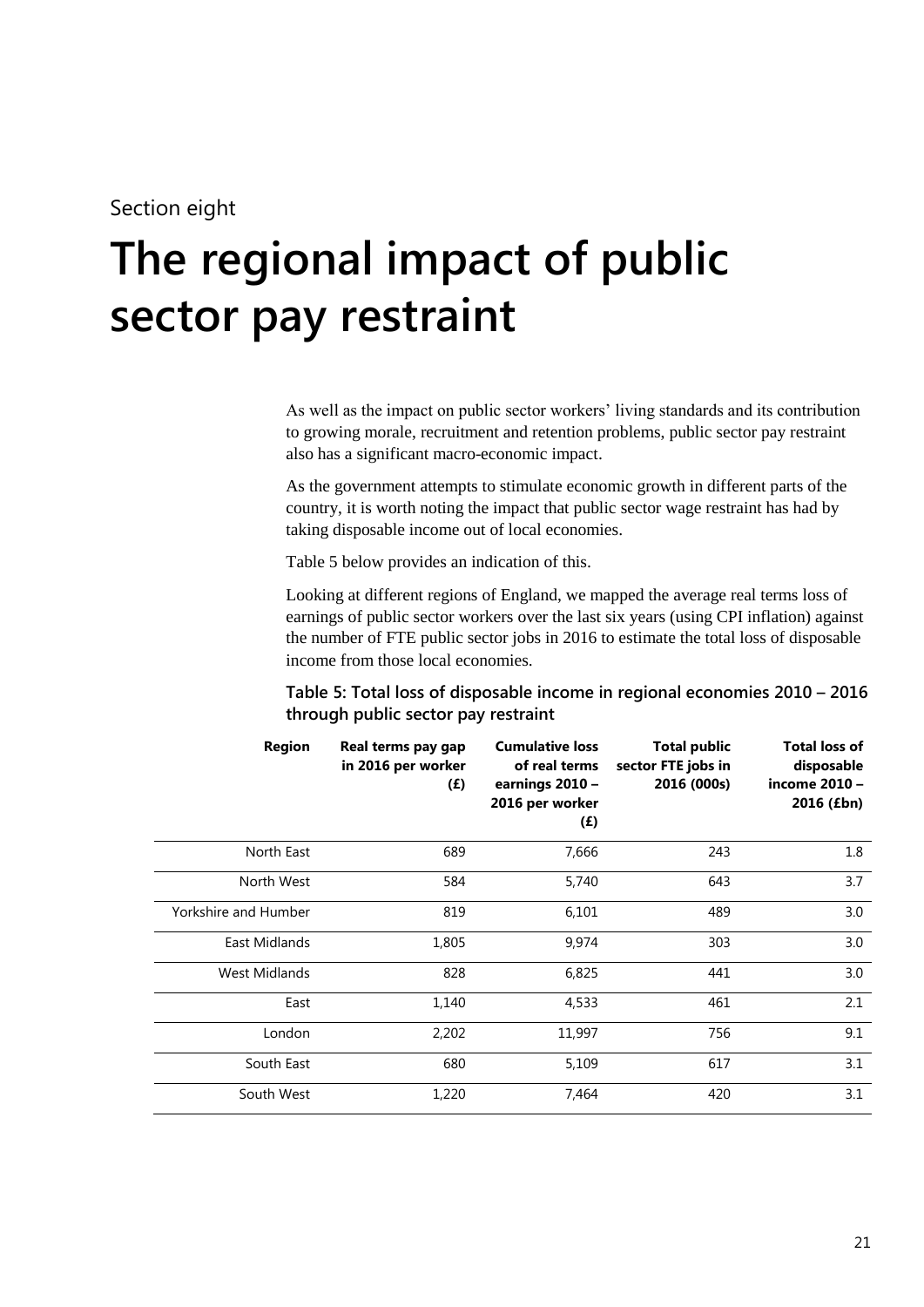Section eight

# The regional impact of public sector pay restraint

As well as the impact on public sector workers' living standards and its contribution to growing morale, recruitment and retention problems, public sector pay restraint also has a significant macro-economic impact.

As the government attempts to stimulate economic growth in different parts of the country, it is worth noting the impact that public sector wage restraint has had by taking disposable income out of local economies.

Table 5 below provides an indication of this.

Looking at different regions of England, we mapped the average real terms loss of earnings of public sector workers over the last six years (using CPI inflation) against the number of FTE public sector jobs in 2016 to estimate the total loss of disposable income from those local economies.

**Table 5: Total loss of disposable income in regional economies 2010 – 2016 through public sector pay restraint**

| Region | Real terms pay gap in 2016 per worker (£) | Cumulative loss of real terms earnings 2010 – 2016 per worker (£) | Total public sector FTE jobs in 2016 (000s) | Total loss of disposable income 2010 – 2016 (£bn) |
|---|---|---|---|---|
| North East | 689 | 7,666 | 243 | 1.8 |
| North West | 584 | 5,740 | 643 | 3.7 |
| Yorkshire and Humber | 819 | 6,101 | 489 | 3.0 |
| East Midlands | 1,805 | 9,974 | 303 | 3.0 |
| West Midlands | 828 | 6,825 | 441 | 3.0 |
| East | 1,140 | 4,533 | 461 | 2.1 |
| London | 2,202 | 11,997 | 756 | 9.1 |
| South East | 680 | 5,109 | 617 | 3.1 |
| South West | 1,220 | 7,464 | 420 | 3.1 |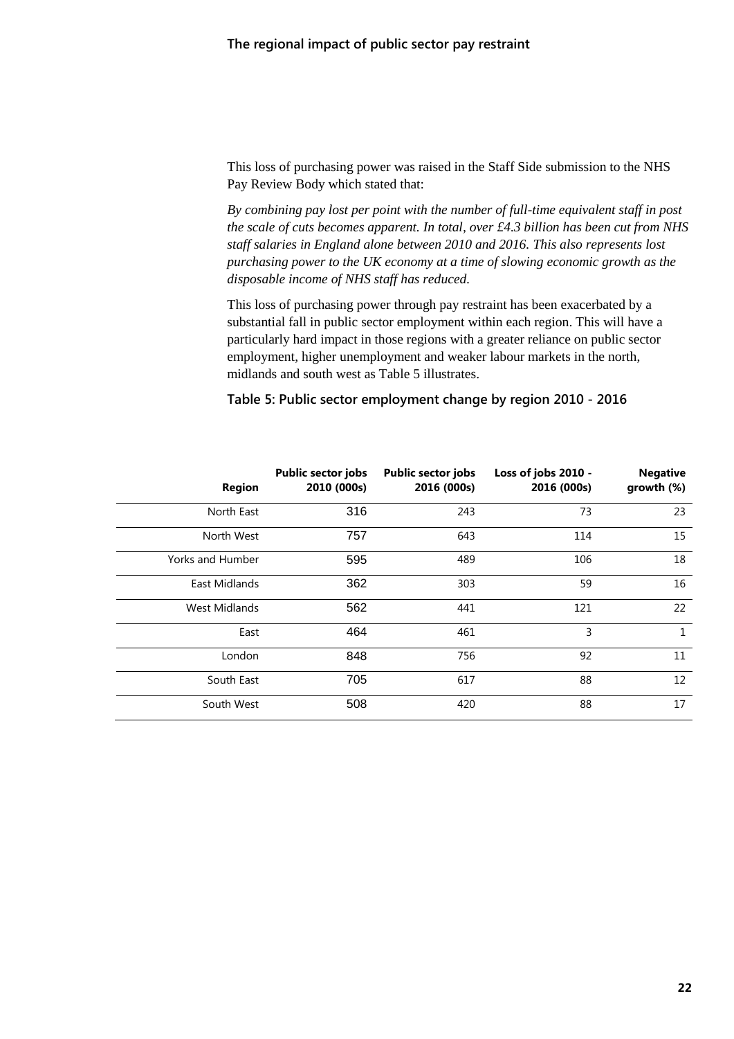This loss of purchasing power was raised in the Staff Side submission to the NHS Pay Review Body which stated that:

*By combining pay lost per point with the number of full-time equivalent staff in post the scale of cuts becomes apparent. In total, over £4.3 billion has been cut from NHS staff salaries in England alone between 2010 and 2016. This also represents lost purchasing power to the UK economy at a time of slowing economic growth as the disposable income of NHS staff has reduced.*

This loss of purchasing power through pay restraint has been exacerbated by a substantial fall in public sector employment within each region. This will have a particularly hard impact in those regions with a greater reliance on public sector employment, higher unemployment and weaker labour markets in the north, midlands and south west as Table 5 illustrates.

**Table 5: Public sector employment change by region 2010 - 2016**

| Region | Public sector jobs 2010 (000s) | Public sector jobs 2016 (000s) | Loss of jobs 2010 - 2016 (000s) | Negative growth (%) |
|---|---|---|---|---|
| North East | 316 | 243 | 73 | 23 |
| North West | 757 | 643 | 114 | 15 |
| Yorks and Humber | 595 | 489 | 106 | 18 |
| East Midlands | 362 | 303 | 59 | 16 |
| West Midlands | 562 | 441 | 121 | 22 |
| East | 464 | 461 | 3 | 1 |
| London | 848 | 756 | 92 | 11 |
| South East | 705 | 617 | 88 | 12 |
| South West | 508 | 420 | 88 | 17 |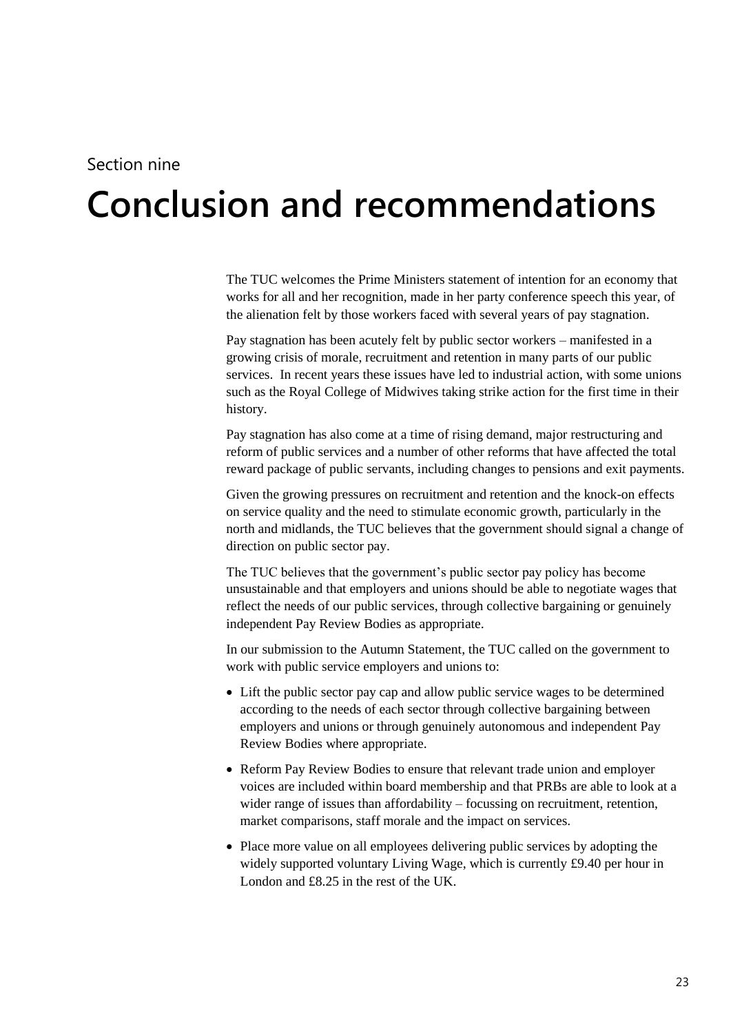Section nine

# Conclusion and recommendations

The TUC welcomes the Prime Ministers statement of intention for an economy that works for all and her recognition, made in her party conference speech this year, of the alienation felt by those workers faced with several years of pay stagnation.

Pay stagnation has been acutely felt by public sector workers – manifested in a growing crisis of morale, recruitment and retention in many parts of our public services. In recent years these issues have led to industrial action, with some unions such as the Royal College of Midwives taking strike action for the first time in their history.

Pay stagnation has also come at a time of rising demand, major restructuring and reform of public services and a number of other reforms that have affected the total reward package of public servants, including changes to pensions and exit payments.

Given the growing pressures on recruitment and retention and the knock-on effects on service quality and the need to stimulate economic growth, particularly in the north and midlands, the TUC believes that the government should signal a change of direction on public sector pay.

The TUC believes that the government's public sector pay policy has become unsustainable and that employers and unions should be able to negotiate wages that reflect the needs of our public services, through collective bargaining or genuinely independent Pay Review Bodies as appropriate.

In our submission to the Autumn Statement, the TUC called on the government to work with public service employers and unions to:

- Lift the public sector pay cap and allow public service wages to be determined according to the needs of each sector through collective bargaining between employers and unions or through genuinely autonomous and independent Pay Review Bodies where appropriate.
- Reform Pay Review Bodies to ensure that relevant trade union and employer voices are included within board membership and that PRBs are able to look at a wider range of issues than affordability – focussing on recruitment, retention, market comparisons, staff morale and the impact on services.
- Place more value on all employees delivering public services by adopting the widely supported voluntary Living Wage, which is currently £9.40 per hour in London and £8.25 in the rest of the UK.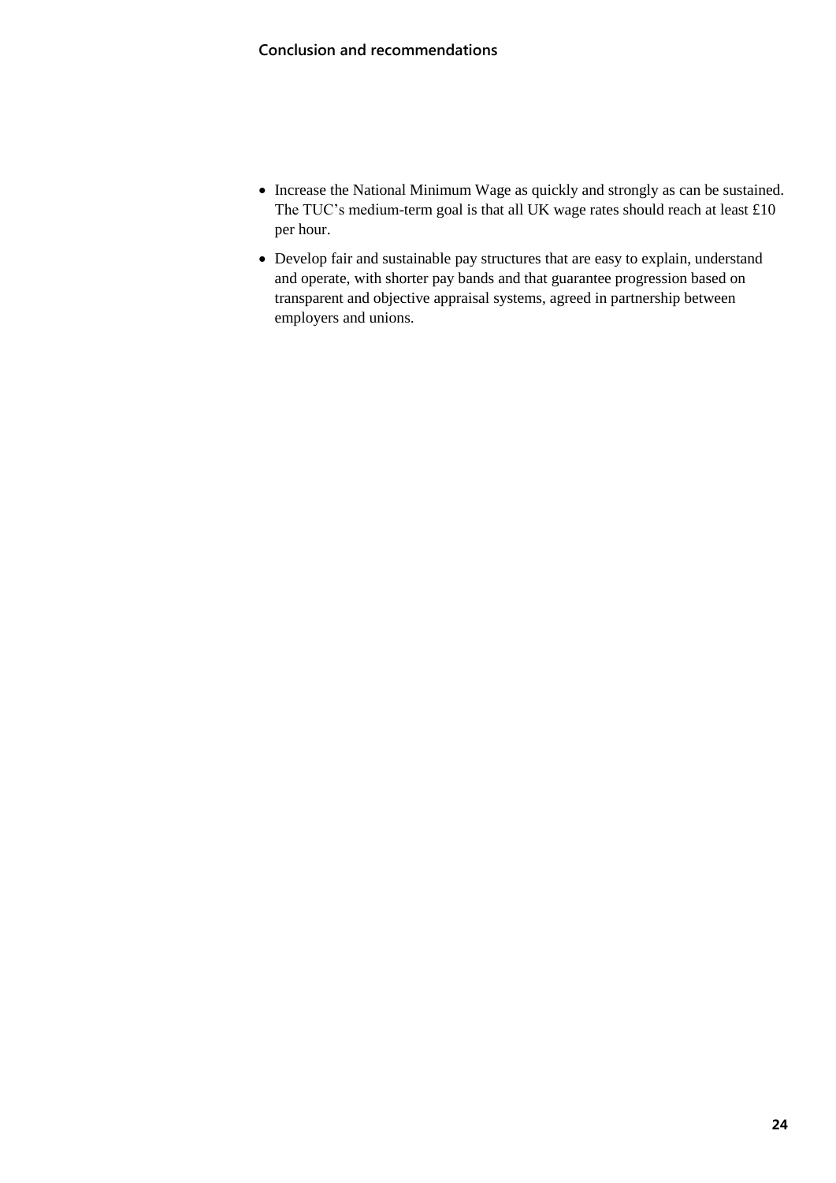- Increase the National Minimum Wage as quickly and strongly as can be sustained. The TUC's medium-term goal is that all UK wage rates should reach at least £10 per hour.
- Develop fair and sustainable pay structures that are easy to explain, understand and operate, with shorter pay bands and that guarantee progression based on transparent and objective appraisal systems, agreed in partnership between employers and unions.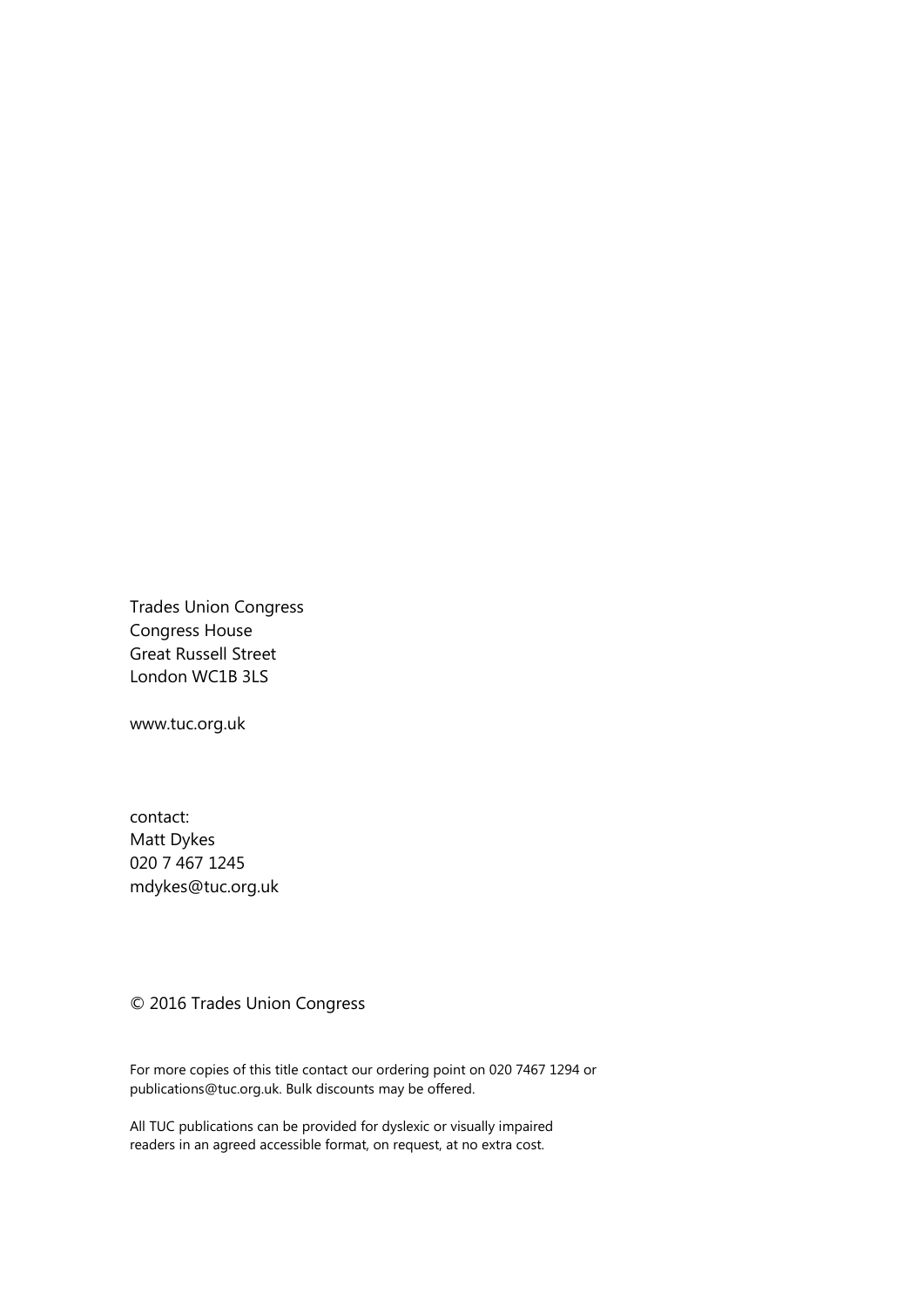Trades Union Congress  
Congress House  
Great Russell Street  
London WC1B 3LS

www.tuc.org.uk

contact:  
Matt Dykes  
020 7 467 1245  
mdykes@tuc.org.uk

© 2016 Trades Union Congress

For more copies of this title contact our ordering point on 020 7467 1294 or publications@tuc.org.uk. Bulk discounts may be offered.

All TUC publications can be provided for dyslexic or visually impaired readers in an agreed accessible format, on request, at no extra cost.